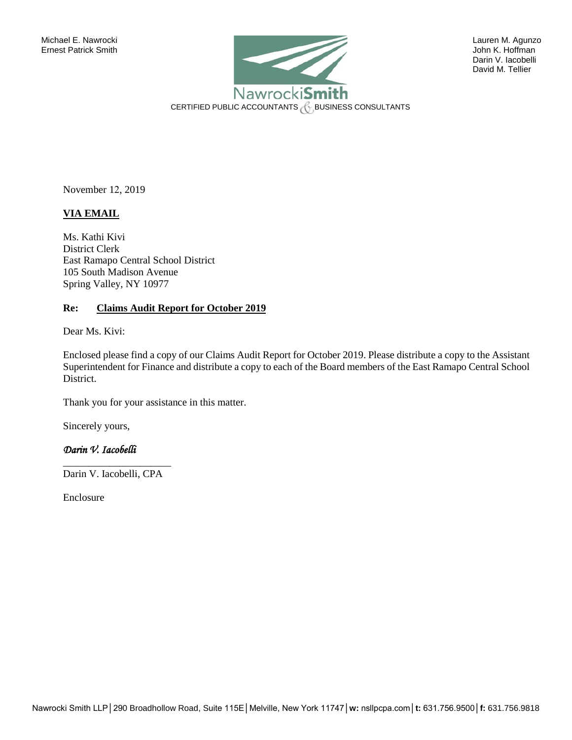Michael E. Nawrocki
Ernest Patrick Smith

Lauren M. Agunzo
John K. Hoffman
Darin V. Iacobelli
David M. Tellier

**NawrockiSmith**
CERTIFIED PUBLIC ACCOUNTANTS & BUSINESS CONSULTANTS

November 12, 2019

**VIA EMAIL**

Ms. Kathi Kivi
District Clerk
East Ramapo Central School District
105 South Madison Avenue
Spring Valley, NY 10977

**Re: Claims Audit Report for October 2019**

Dear Ms. Kivi:

Enclosed please find a copy of our Claims Audit Report for October 2019. Please distribute a copy to the Assistant Superintendent for Finance and distribute a copy to each of the Board members of the East Ramapo Central School District.

Thank you for your assistance in this matter.

Sincerely yours,

*Darin V. Iacobelli*

Darin V. Iacobelli, CPA

Enclosure

Nawrocki Smith LLP | 290 Broadhollow Road, Suite 115E | Melville, New York 11747 | **w:** nsllpcpa.com | **t:** 631.756.9500 | **f:** 631.756.9818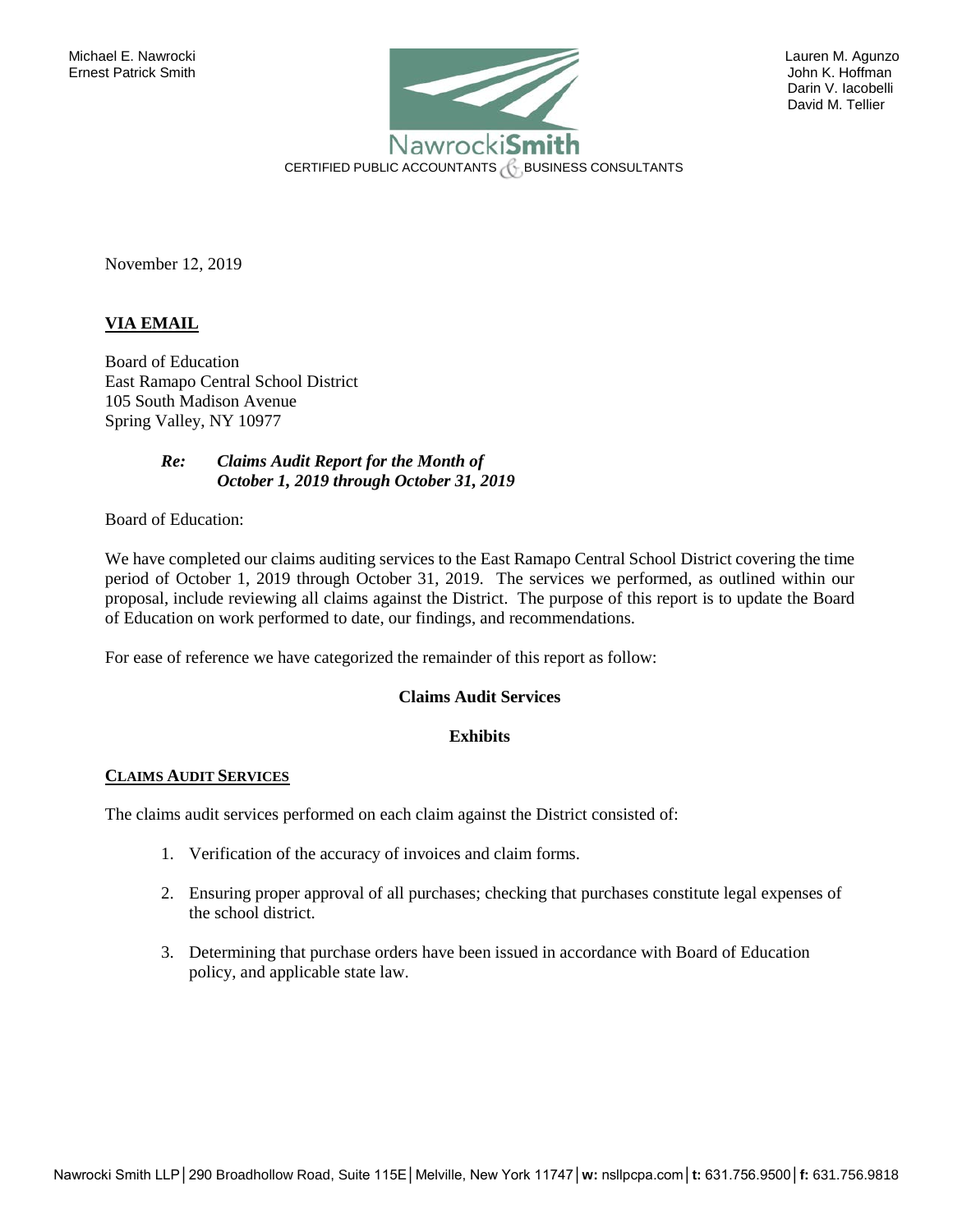Michael E. Nawrocki
Ernest Patrick Smith

Lauren M. Agunzo
John K. Hoffman
Darin V. Iacobelli
David M. Tellier

NawrockiSmith
CERTIFIED PUBLIC ACCOUNTANTS & BUSINESS CONSULTANTS

November 12, 2019

**VIA EMAIL**

Board of Education
East Ramapo Central School District
105 South Madison Avenue
Spring Valley, NY 10977

***Re: Claims Audit Report for the Month of October 1, 2019 through October 31, 2019***

Board of Education:

We have completed our claims auditing services to the East Ramapo Central School District covering the time period of October 1, 2019 through October 31, 2019. The services we performed, as outlined within our proposal, include reviewing all claims against the District. The purpose of this report is to update the Board of Education on work performed to date, our findings, and recommendations.

For ease of reference we have categorized the remainder of this report as follow:

**Claims Audit Services**

**Exhibits**

## CLAIMS AUDIT SERVICES

The claims audit services performed on each claim against the District consisted of:

1. Verification of the accuracy of invoices and claim forms.
2. Ensuring proper approval of all purchases; checking that purchases constitute legal expenses of the school district.
3. Determining that purchase orders have been issued in accordance with Board of Education policy, and applicable state law.

Nawrocki Smith LLP | 290 Broadhollow Road, Suite 115E | Melville, New York 11747 | **w:** nsllpcpa.com | **t:** 631.756.9500 | **f:** 631.756.9818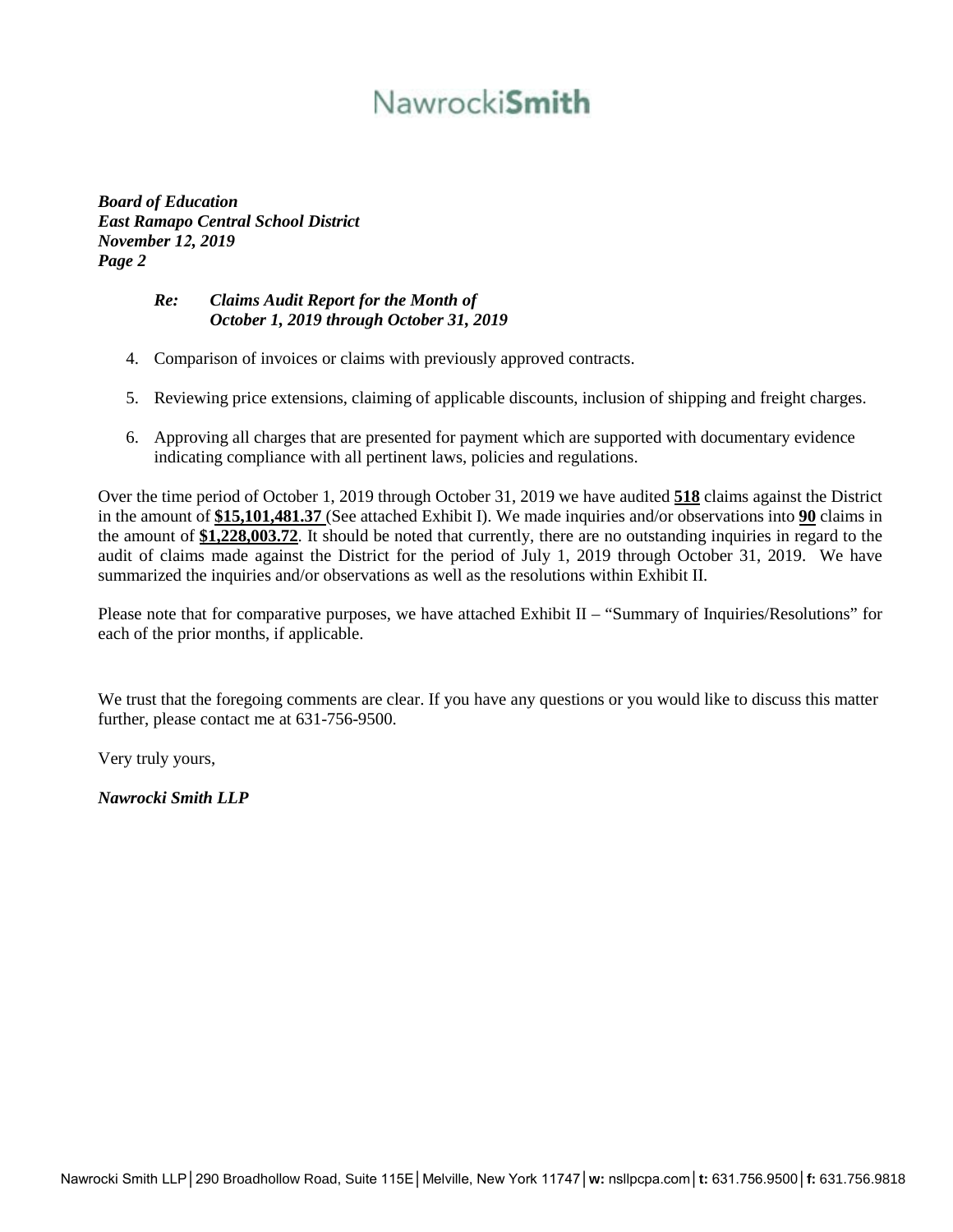*Board of Education*
*East Ramapo Central School District*
*November 12, 2019*
*Page 2*

> ***Re: Claims Audit Report for the Month of October 1, 2019 through October 31, 2019***

4. Comparison of invoices or claims with previously approved contracts.

5. Reviewing price extensions, claiming of applicable discounts, inclusion of shipping and freight charges.

6. Approving all charges that are presented for payment which are supported with documentary evidence indicating compliance with all pertinent laws, policies and regulations.

Over the time period of October 1, 2019 through October 31, 2019 we have audited **518** claims against the District in the amount of **$15,101,481.37** (See attached Exhibit I). We made inquiries and/or observations into **90** claims in the amount of **$1,228,003.72**. It should be noted that currently, there are no outstanding inquiries in regard to the audit of claims made against the District for the period of July 1, 2019 through October 31, 2019. We have summarized the inquiries and/or observations as well as the resolutions within Exhibit II.

Please note that for comparative purposes, we have attached Exhibit II – "Summary of Inquiries/Resolutions" for each of the prior months, if applicable.

We trust that the foregoing comments are clear. If you have any questions or you would like to discuss this matter further, please contact me at 631-756-9500.

Very truly yours,

***Nawrocki Smith LLP***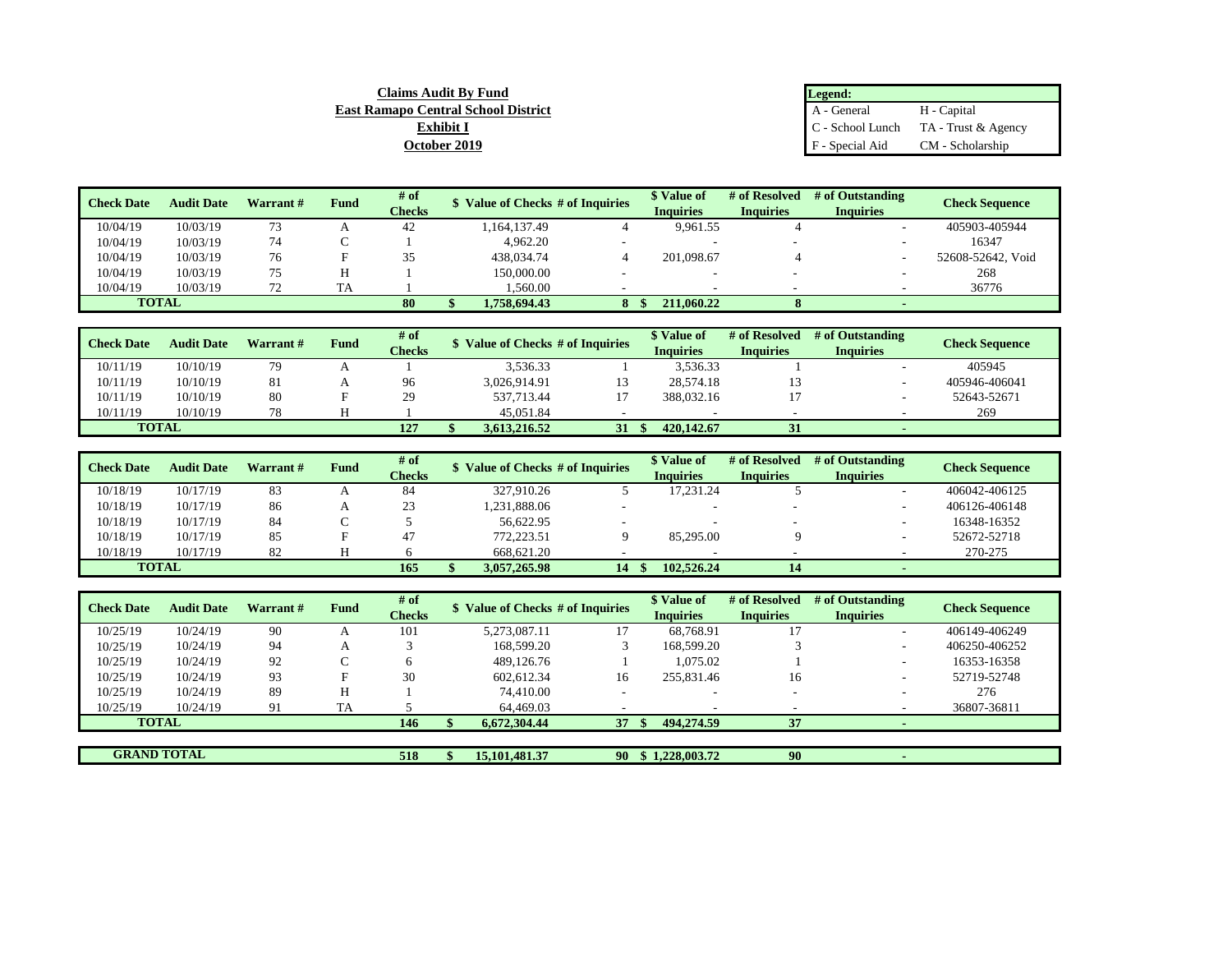**Claims Audit By Fund**
**East Ramapo Central School District**
**Exhibit I**
**October 2019**

| Legend: | |
|---|---|
| A - General | H - Capital |
| C - School Lunch | TA - Trust & Agency |
| F - Special Aid | CM - Scholarship |

| Check Date | Audit Date | Warrant # | Fund | # of Checks | $ Value of Checks | # of Inquiries | $ Value of Inquiries | # of Resolved Inquiries | # of Outstanding Inquiries | Check Sequence |
|---|---|---|---|---|---|---|---|---|---|---|
| 10/04/19 | 10/03/19 | 73 | A | 42 | 1,164,137.49 | 4 | 9,961.55 | 4 | - | 405903-405944 |
| 10/04/19 | 10/03/19 | 74 | C | 1 | 4,962.20 | - | - | - | - | 16347 |
| 10/04/19 | 10/03/19 | 76 | F | 35 | 438,034.74 | 4 | 201,098.67 | 4 | - | 52608-52642, Void |
| 10/04/19 | 10/03/19 | 75 | H | 1 | 150,000.00 | - | - | - | - | 268 |
| 10/04/19 | 10/03/19 | 72 | TA | 1 | 1,560.00 | - | - | - | - | 36776 |
| **TOTAL** | | | | **80** | **$ 1,758,694.43** | **8** | **$ 211,060.22** | **8** | **-** | |

| Check Date | Audit Date | Warrant # | Fund | # of Checks | $ Value of Checks | # of Inquiries | $ Value of Inquiries | # of Resolved Inquiries | # of Outstanding Inquiries | Check Sequence |
|---|---|---|---|---|---|---|---|---|---|---|
| 10/11/19 | 10/10/19 | 79 | A | 1 | 3,536.33 | 1 | 3,536.33 | 1 | - | 405945 |
| 10/11/19 | 10/10/19 | 81 | A | 96 | 3,026,914.91 | 13 | 28,574.18 | 13 | - | 405946-406041 |
| 10/11/19 | 10/10/19 | 80 | F | 29 | 537,713.44 | 17 | 388,032.16 | 17 | - | 52643-52671 |
| 10/11/19 | 10/10/19 | 78 | H | 1 | 45,051.84 | - | - | - | - | 269 |
| **TOTAL** | | | | **127** | **$ 3,613,216.52** | **31** | **$ 420,142.67** | **31** | **-** | |

| Check Date | Audit Date | Warrant # | Fund | # of Checks | $ Value of Checks | # of Inquiries | $ Value of Inquiries | # of Resolved Inquiries | # of Outstanding Inquiries | Check Sequence |
|---|---|---|---|---|---|---|---|---|---|---|
| 10/18/19 | 10/17/19 | 83 | A | 84 | 327,910.26 | 5 | 17,231.24 | 5 | - | 406042-406125 |
| 10/18/19 | 10/17/19 | 86 | A | 23 | 1,231,888.06 | - | - | - | - | 406126-406148 |
| 10/18/19 | 10/17/19 | 84 | C | 5 | 56,622.95 | - | - | - | - | 16348-16352 |
| 10/18/19 | 10/17/19 | 85 | F | 47 | 772,223.51 | 9 | 85,295.00 | 9 | - | 52672-52718 |
| 10/18/19 | 10/17/19 | 82 | H | 6 | 668,621.20 | - | - | - | - | 270-275 |
| **TOTAL** | | | | **165** | **$ 3,057,265.98** | **14** | **$ 102,526.24** | **14** | **-** | |

| Check Date | Audit Date | Warrant # | Fund | # of Checks | $ Value of Checks | # of Inquiries | $ Value of Inquiries | # of Resolved Inquiries | # of Outstanding Inquiries | Check Sequence |
|---|---|---|---|---|---|---|---|---|---|---|
| 10/25/19 | 10/24/19 | 90 | A | 101 | 5,273,087.11 | 17 | 68,768.91 | 17 | - | 406149-406249 |
| 10/25/19 | 10/24/19 | 94 | A | 3 | 168,599.20 | 3 | 168,599.20 | 3 | - | 406250-406252 |
| 10/25/19 | 10/24/19 | 92 | C | 6 | 489,126.76 | 1 | 1,075.02 | 1 | - | 16353-16358 |
| 10/25/19 | 10/24/19 | 93 | F | 30 | 602,612.34 | 16 | 255,831.46 | 16 | - | 52719-52748 |
| 10/25/19 | 10/24/19 | 89 | H | 1 | 74,410.00 | - | - | - | - | 276 |
| 10/25/19 | 10/24/19 | 91 | TA | 5 | 64,469.03 | - | - | - | - | 36807-36811 |
| **TOTAL** | | | | **146** | **$ 6,672,304.44** | **37** | **$ 494,274.59** | **37** | **-** | |

| | | | | | | | | | | |
|---|---|---|---|---|---|---|---|---|---|---|
| **GRAND TOTAL** | | | | **518** | **$ 15,101,481.37** | **90** | **$ 1,228,003.72** | **90** | **-** | |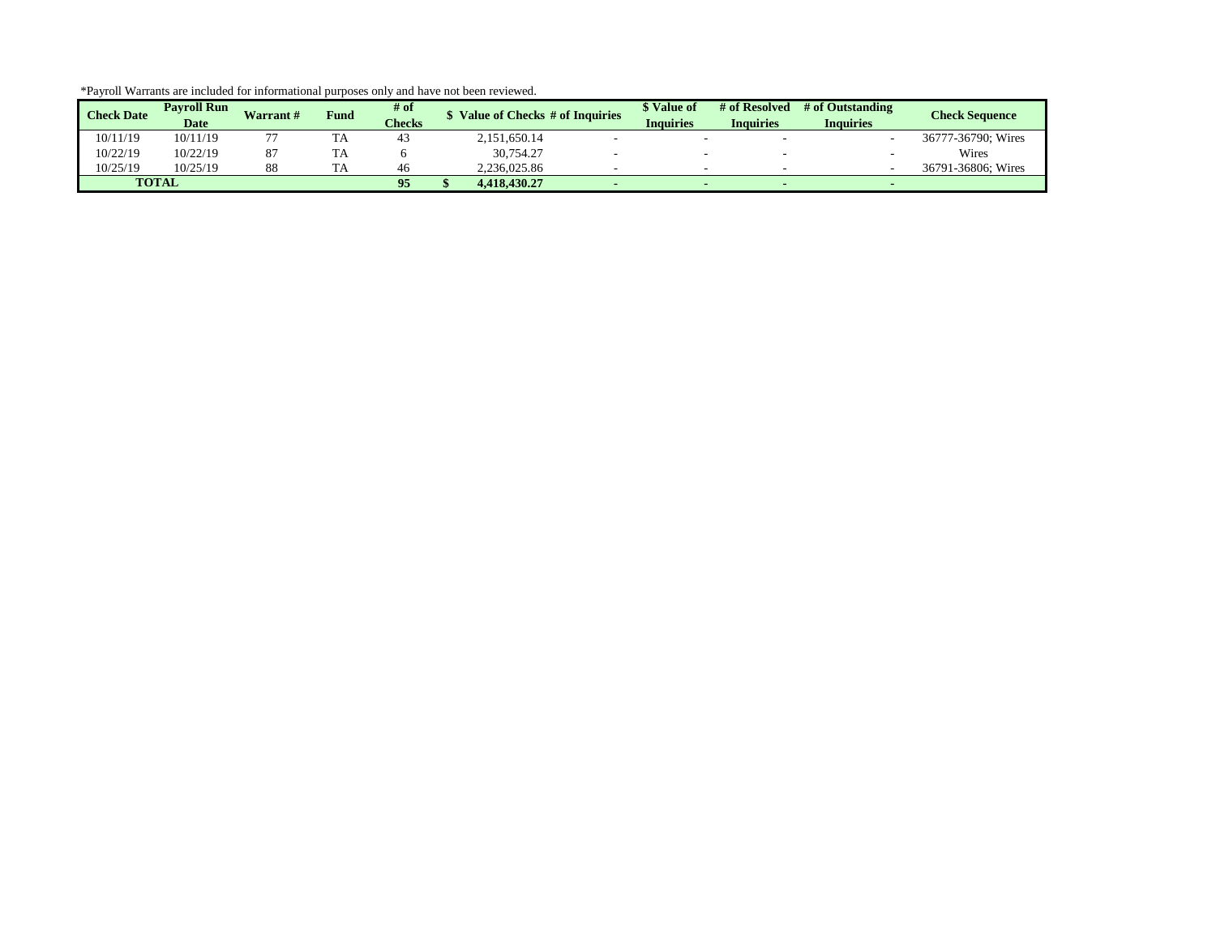*Payroll Warrants are included for informational purposes only and have not been reviewed.

| Check Date | Payroll Run Date | Warrant # | Fund | # of Checks | $ Value of Checks | # of Inquiries | $ Value of Inquiries | # of Resolved Inquiries | # of Outstanding Inquiries | Check Sequence |
|---|---|---|---|---|---|---|---|---|---|---|
| 10/11/19 | 10/11/19 | 77 | TA | 43 | 2,151,650.14 | - | - | - | - | 36777-36790; Wires |
| 10/22/19 | 10/22/19 | 87 | TA | 6 | 30,754.27 | - | - | - | - | Wires |
| 10/25/19 | 10/25/19 | 88 | TA | 46 | 2,236,025.86 | - | - | - | - | 36791-36806; Wires |
| **TOTAL** | | | | **95** | **$ 4,418,430.27** | **-** | **-** | **-** | **-** | |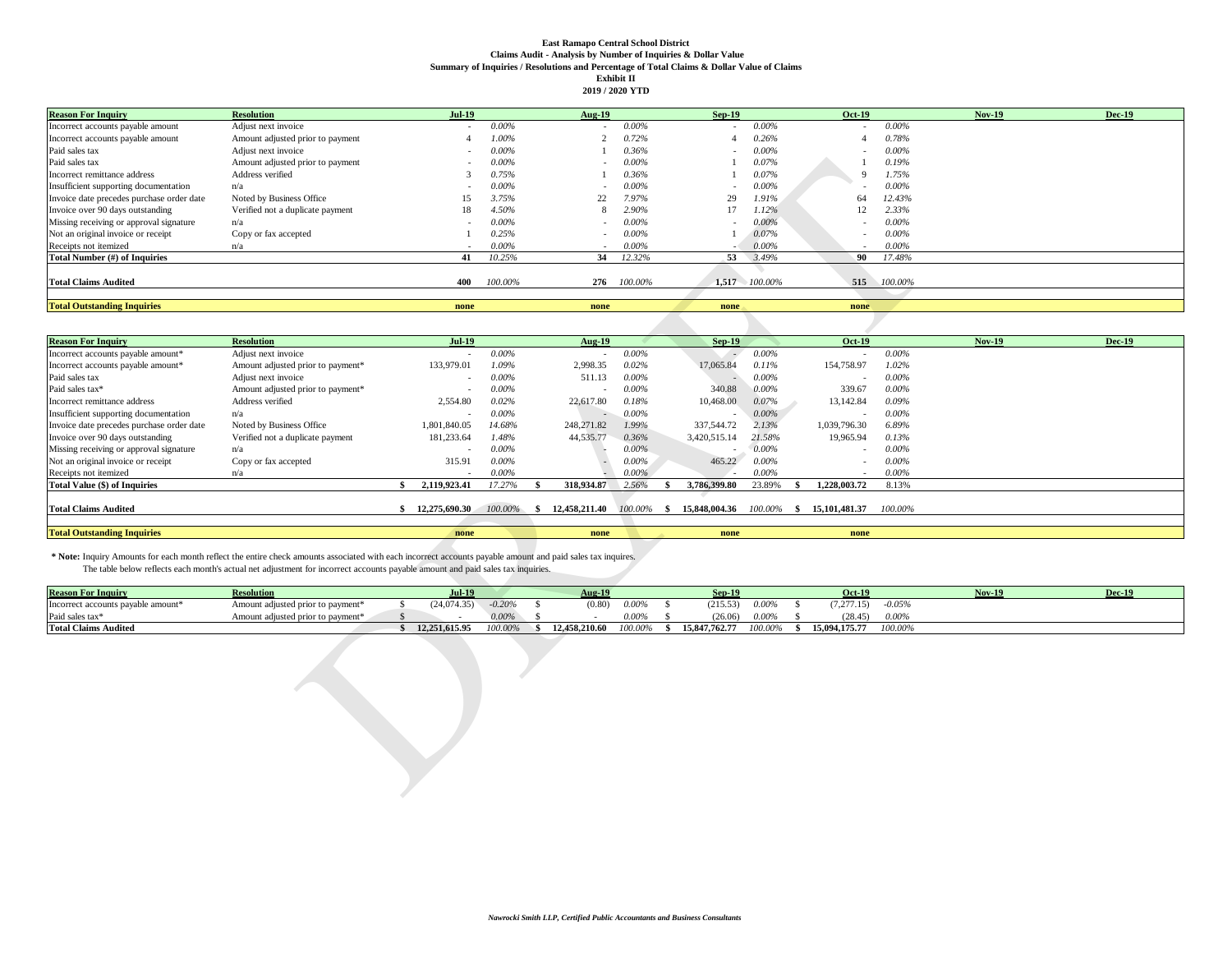**East Ramapo Central School District**
**Claims Audit - Analysis by Number of Inquiries & Dollar Value**
**Summary of Inquiries / Resolutions and Percentage of Total Claims & Dollar Value of Claims**
**Exhibit II**
**2019 / 2020 YTD**

| Reason For Inquiry | Resolution | Jul-19 | | Aug-19 | | Sep-19 | | Oct-19 | | Nov-19 | Dec-19 |
|---|---|---|---|---|---|---|---|---|---|---|---|
| Incorrect accounts payable amount | Adjust next invoice | - | 0.00% | - | 0.00% | - | 0.00% | - | 0.00% | | |
| Incorrect accounts payable amount | Amount adjusted prior to payment | 4 | 1.00% | 2 | 0.72% | 4 | 0.26% | 4 | 0.78% | | |
| Paid sales tax | Adjust next invoice | - | 0.00% | 1 | 0.36% | - | 0.00% | - | 0.00% | | |
| Paid sales tax | Amount adjusted prior to payment | - | 0.00% | - | 0.00% | 1 | 0.07% | 1 | 0.19% | | |
| Incorrect remittance address | Address verified | 3 | 0.75% | 1 | 0.36% | 1 | 0.07% | 9 | 1.75% | | |
| Insufficient supporting documentation | n/a | - | 0.00% | - | 0.00% | - | 0.00% | - | 0.00% | | |
| Invoice date precedes purchase order date | Noted by Business Office | 15 | 3.75% | 22 | 7.97% | 29 | 1.91% | 64 | 12.43% | | |
| Invoice over 90 days outstanding | Verified not a duplicate payment | 18 | 4.50% | 8 | 2.90% | 17 | 1.12% | 12 | 2.33% | | |
| Missing receiving or approval signature | n/a | - | 0.00% | - | 0.00% | - | 0.00% | - | 0.00% | | |
| Not an original invoice or receipt | Copy or fax accepted | 1 | 0.25% | - | 0.00% | 1 | 0.07% | - | 0.00% | | |
| Receipts not itemized | n/a | - | 0.00% | - | 0.00% | - | 0.00% | - | 0.00% | | |
| **Total Number (#) of Inquiries** | | **41** | 10.25% | **34** | 12.32% | **53** | 3.49% | **90** | 17.48% | | |
| **Total Claims Audited** | | **400** | 100.00% | **276** | 100.00% | **1,517** | 100.00% | **515** | 100.00% | | |
| **Total Outstanding Inquiries** | | **none** | | **none** | | **none** | | **none** | | | |

| Reason For Inquiry | Resolution | Jul-19 | | Aug-19 | | Sep-19 | | Oct-19 | | Nov-19 | Dec-19 |
|---|---|---|---|---|---|---|---|---|---|---|---|
| Incorrect accounts payable amount* | Adjust next invoice | - | 0.00% | - | 0.00% | - | 0.00% | - | 0.00% | | |
| Incorrect accounts payable amount* | Amount adjusted prior to payment* | 133,979.01 | 1.09% | 2,998.35 | 0.02% | 17,065.84 | 0.11% | 154,758.97 | 1.02% | | |
| Paid sales tax | Adjust next invoice | - | 0.00% | 511.13 | 0.00% | - | 0.00% | - | 0.00% | | |
| Paid sales tax* | Amount adjusted prior to payment* | - | 0.00% | - | 0.00% | 340.88 | 0.00% | 339.67 | 0.00% | | |
| Incorrect remittance address | Address verified | 2,554.80 | 0.02% | 22,617.80 | 0.18% | 10,468.00 | 0.07% | 13,142.84 | 0.09% | | |
| Insufficient supporting documentation | n/a | - | 0.00% | - | 0.00% | - | 0.00% | - | 0.00% | | |
| Invoice date precedes purchase order date | Noted by Business Office | 1,801,840.05 | 14.68% | 248,271.82 | 1.99% | 337,544.72 | 2.13% | 1,039,796.30 | 6.89% | | |
| Invoice over 90 days outstanding | Verified not a duplicate payment | 181,233.64 | 1.48% | 44,535.77 | 0.36% | 3,420,515.14 | 21.58% | 19,965.94 | 0.13% | | |
| Missing receiving or approval signature | n/a | - | 0.00% | - | 0.00% | - | 0.00% | - | 0.00% | | |
| Not an original invoice or receipt | Copy or fax accepted | 315.91 | 0.00% | - | 0.00% | 465.22 | 0.00% | - | 0.00% | | |
| Receipts not itemized | n/a | - | 0.00% | - | 0.00% | - | 0.00% | - | 0.00% | | |
| **Total Value ($) of Inquiries** | | **$ 2,119,923.41** | 17.27% | **$ 318,934.87** | 2.56% | **$ 3,786,399.80** | 23.89% | **$ 1,228,003.72** | 8.13% | | |
| **Total Claims Audited** | | **$ 12,275,690.30** | 100.00% | **$ 12,458,211.40** | 100.00% | **$ 15,848,004.36** | 100.00% | **$ 15,101,481.37** | 100.00% | | |
| **Total Outstanding Inquiries** | | **none** | | **none** | | **none** | | **none** | | | |

**\* Note:** Inquiry Amounts for each month reflect the entire check amounts associated with each incorrect accounts payable amount and paid sales tax inquires.
The table below reflects each month's actual net adjustment for incorrect accounts payable amount and paid sales tax inquiries.

| Reason For Inquiry | Resolution | Jul-19 | | Aug-19 | | Sep-19 | | Oct-19 | | Nov-19 | Dec-19 |
|---|---|---|---|---|---|---|---|---|---|---|---|
| Incorrect accounts payable amount* | Amount adjusted prior to payment* | $ (24,074.35) | -0.20% | $ (0.80) | 0.00% | $ (215.53) | 0.00% | $ (7,277.15) | -0.05% | | |
| Paid sales tax* | Amount adjusted prior to payment* | $ - | 0.00% | $ - | 0.00% | $ (26.06) | 0.00% | $ (28.45) | 0.00% | | |
| **Total Claims Audited** | | **$ 12,251,615.95** | 100.00% | **$ 12,458,210.60** | 100.00% | **$ 15,847,762.77** | 100.00% | **$ 15,094,175.77** | 100.00% | | |

*Nawrocki Smith LLP, Certified Public Accountants and Business Consultants*